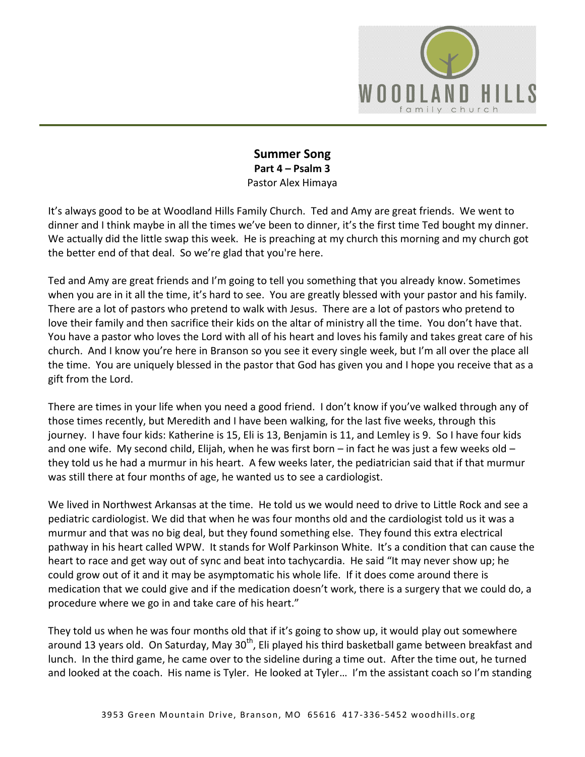# Summer Song

**Part 4 – Psalm 3**

Pastor Alex Himaya

It's always good to be at Woodland Hills Family Church. Ted and Amy are great friends. We went to dinner and I think maybe in all the times we've been to dinner, it's the first time Ted bought my dinner. We actually did the little swap this week. He is preaching at my church this morning and my church got the better end of that deal. So we're glad that you're here.

Ted and Amy are great friends and I'm going to tell you something that you already know. Sometimes when you are in it all the time, it's hard to see. You are greatly blessed with your pastor and his family. There are a lot of pastors who pretend to walk with Jesus. There are a lot of pastors who pretend to love their family and then sacrifice their kids on the altar of ministry all the time. You don't have that. You have a pastor who loves the Lord with all of his heart and loves his family and takes great care of his church. And I know you're here in Branson so you see it every single week, but I'm all over the place all the time. You are uniquely blessed in the pastor that God has given you and I hope you receive that as a gift from the Lord.

There are times in your life when you need a good friend. I don't know if you've walked through any of those times recently, but Meredith and I have been walking, for the last five weeks, through this journey. I have four kids: Katherine is 15, Eli is 13, Benjamin is 11, and Lemley is 9. So I have four kids and one wife. My second child, Elijah, when he was first born – in fact he was just a few weeks old – they told us he had a murmur in his heart. A few weeks later, the pediatrician said that if that murmur was still there at four months of age, he wanted us to see a cardiologist.

We lived in Northwest Arkansas at the time. He told us we would need to drive to Little Rock and see a pediatric cardiologist. We did that when he was four months old and the cardiologist told us it was a murmur and that was no big deal, but they found something else. They found this extra electrical pathway in his heart called WPW. It stands for Wolf Parkinson White. It's a condition that can cause the heart to race and get way out of sync and beat into tachycardia. He said "It may never show up; he could grow out of it and it may be asymptomatic his whole life. If it does come around there is medication that we could give and if the medication doesn't work, there is a surgery that we could do, a procedure where we go in and take care of his heart."

They told us when he was four months old that if it's going to show up, it would play out somewhere around 13 years old. On Saturday, May 30th, Eli played his third basketball game between breakfast and lunch. In the third game, he came over to the sideline during a time out. After the time out, he turned and looked at the coach. His name is Tyler. He looked at Tyler… I'm the assistant coach so I'm standing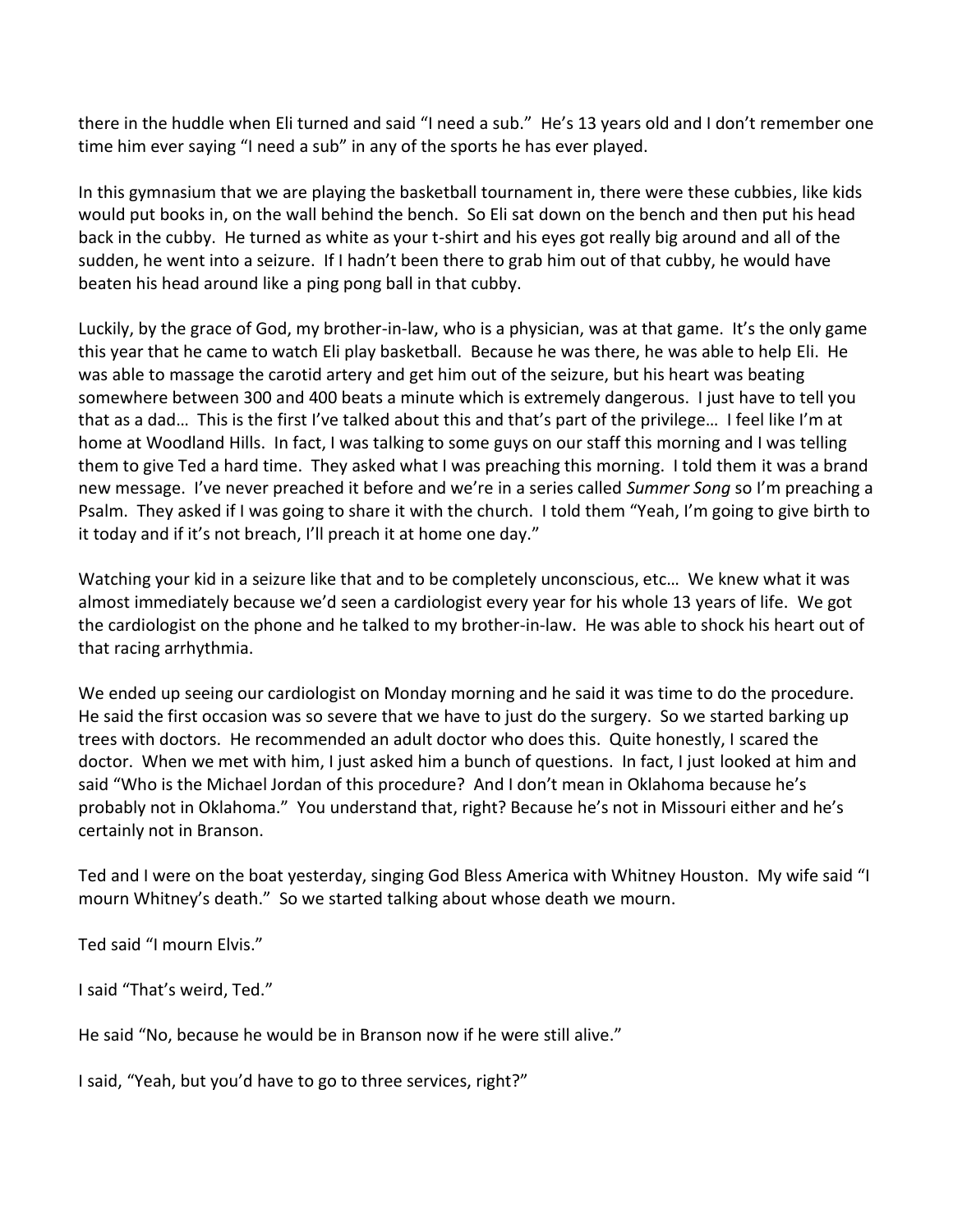there in the huddle when Eli turned and said "I need a sub." He's 13 years old and I don't remember one time him ever saying "I need a sub" in any of the sports he has ever played.

In this gymnasium that we are playing the basketball tournament in, there were these cubbies, like kids would put books in, on the wall behind the bench. So Eli sat down on the bench and then put his head back in the cubby. He turned as white as your t-shirt and his eyes got really big around and all of the sudden, he went into a seizure. If I hadn't been there to grab him out of that cubby, he would have beaten his head around like a ping pong ball in that cubby.

Luckily, by the grace of God, my brother-in-law, who is a physician, was at that game. It's the only game this year that he came to watch Eli play basketball. Because he was there, he was able to help Eli. He was able to massage the carotid artery and get him out of the seizure, but his heart was beating somewhere between 300 and 400 beats a minute which is extremely dangerous. I just have to tell you that as a dad… This is the first I've talked about this and that's part of the privilege… I feel like I'm at home at Woodland Hills. In fact, I was talking to some guys on our staff this morning and I was telling them to give Ted a hard time. They asked what I was preaching this morning. I told them it was a brand new message. I've never preached it before and we're in a series called *Summer Song* so I'm preaching a Psalm. They asked if I was going to share it with the church. I told them "Yeah, I'm going to give birth to it today and if it's not breach, I'll preach it at home one day."

Watching your kid in a seizure like that and to be completely unconscious, etc… We knew what it was almost immediately because we'd seen a cardiologist every year for his whole 13 years of life. We got the cardiologist on the phone and he talked to my brother-in-law. He was able to shock his heart out of that racing arrhythmia.

We ended up seeing our cardiologist on Monday morning and he said it was time to do the procedure. He said the first occasion was so severe that we have to just do the surgery. So we started barking up trees with doctors. He recommended an adult doctor who does this. Quite honestly, I scared the doctor. When we met with him, I just asked him a bunch of questions. In fact, I just looked at him and said "Who is the Michael Jordan of this procedure? And I don't mean in Oklahoma because he's probably not in Oklahoma." You understand that, right? Because he's not in Missouri either and he's certainly not in Branson.

Ted and I were on the boat yesterday, singing God Bless America with Whitney Houston. My wife said "I mourn Whitney's death." So we started talking about whose death we mourn.

Ted said "I mourn Elvis."

I said "That's weird, Ted."

He said "No, because he would be in Branson now if he were still alive."

I said, "Yeah, but you'd have to go to three services, right?"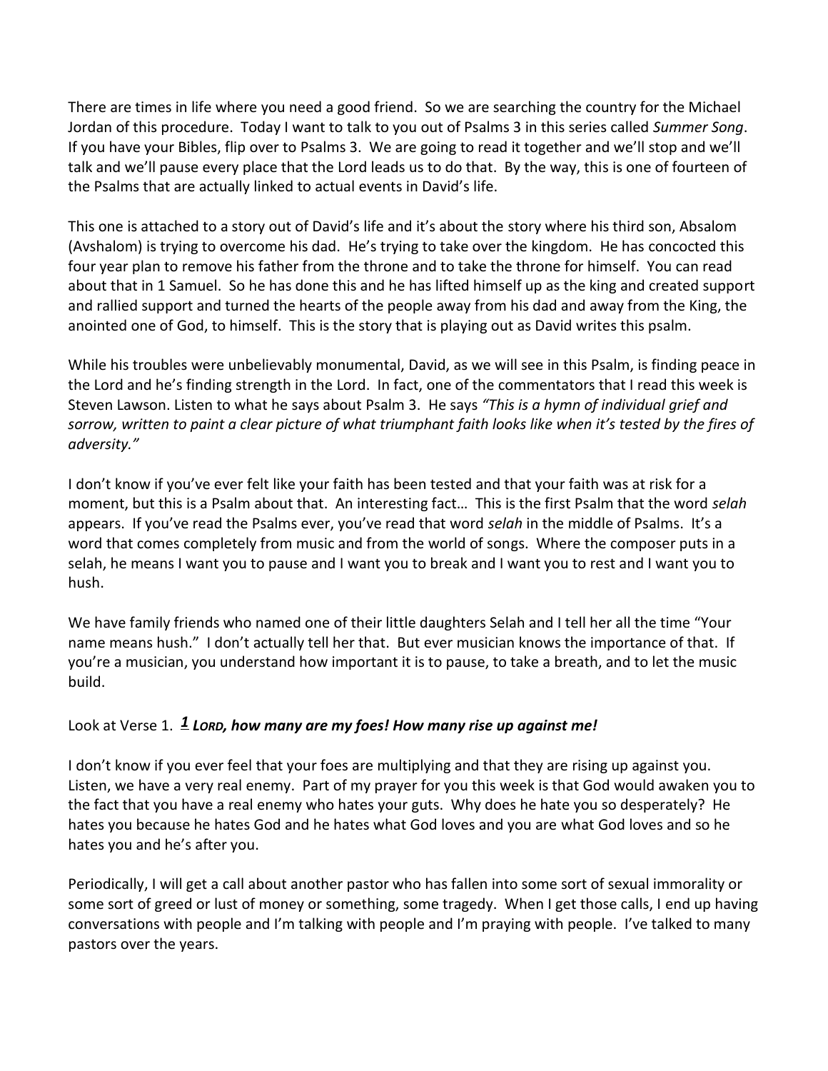There are times in life where you need a good friend. So we are searching the country for the Michael Jordan of this procedure. Today I want to talk to you out of Psalms 3 in this series called *Summer Song*. If you have your Bibles, flip over to Psalms 3. We are going to read it together and we'll stop and we'll talk and we'll pause every place that the Lord leads us to do that. By the way, this is one of fourteen of the Psalms that are actually linked to actual events in David's life.

This one is attached to a story out of David's life and it's about the story where his third son, Absalom (Avshalom) is trying to overcome his dad. He's trying to take over the kingdom. He has concocted this four year plan to remove his father from the throne and to take the throne for himself. You can read about that in 1 Samuel. So he has done this and he has lifted himself up as the king and created support and rallied support and turned the hearts of the people away from his dad and away from the King, the anointed one of God, to himself. This is the story that is playing out as David writes this psalm.

While his troubles were unbelievably monumental, David, as we will see in this Psalm, is finding peace in the Lord and he's finding strength in the Lord. In fact, one of the commentators that I read this week is Steven Lawson. Listen to what he says about Psalm 3. He says *"This is a hymn of individual grief and sorrow, written to paint a clear picture of what triumphant faith looks like when it's tested by the fires of adversity."*

I don't know if you've ever felt like your faith has been tested and that your faith was at risk for a moment, but this is a Psalm about that. An interesting fact… This is the first Psalm that the word *selah* appears. If you've read the Psalms ever, you've read that word *selah* in the middle of Psalms. It's a word that comes completely from music and from the world of songs. Where the composer puts in a selah, he means I want you to pause and I want you to break and I want you to rest and I want you to hush.

We have family friends who named one of their little daughters Selah and I tell her all the time "Your name means hush." I don't actually tell her that. But ever musician knows the importance of that. If you're a musician, you understand how important it is to pause, to take a breath, and to let the music build.

Look at Verse 1. ***1** LORD, how many are my foes! How many rise up against me!*

I don't know if you ever feel that your foes are multiplying and that they are rising up against you. Listen, we have a very real enemy. Part of my prayer for you this week is that God would awaken you to the fact that you have a real enemy who hates your guts. Why does he hate you so desperately? He hates you because he hates God and he hates what God loves and you are what God loves and so he hates you and he's after you.

Periodically, I will get a call about another pastor who has fallen into some sort of sexual immorality or some sort of greed or lust of money or something, some tragedy. When I get those calls, I end up having conversations with people and I'm talking with people and I'm praying with people. I've talked to many pastors over the years.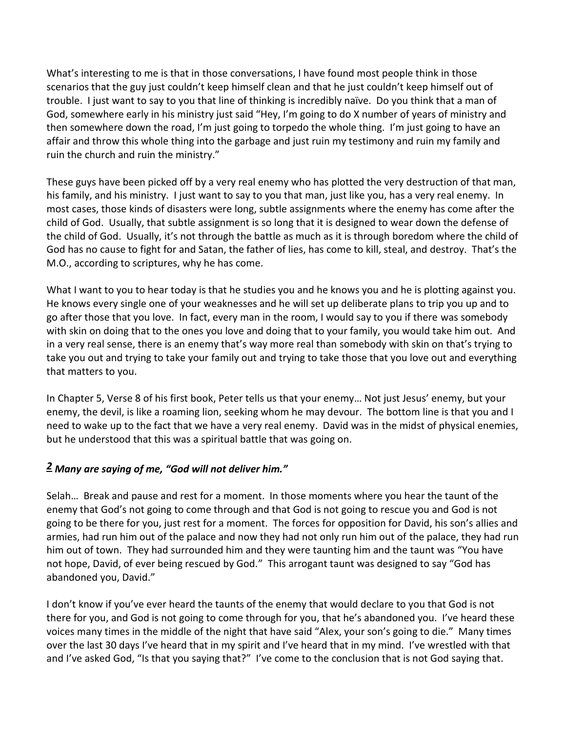What's interesting to me is that in those conversations, I have found most people think in those scenarios that the guy just couldn't keep himself clean and that he just couldn't keep himself out of trouble. I just want to say to you that line of thinking is incredibly naïve. Do you think that a man of God, somewhere early in his ministry just said "Hey, I'm going to do X number of years of ministry and then somewhere down the road, I'm just going to torpedo the whole thing. I'm just going to have an affair and throw this whole thing into the garbage and just ruin my testimony and ruin my family and ruin the church and ruin the ministry."

These guys have been picked off by a very real enemy who has plotted the very destruction of that man, his family, and his ministry. I just want to say to you that man, just like you, has a very real enemy. In most cases, those kinds of disasters were long, subtle assignments where the enemy has come after the child of God. Usually, that subtle assignment is so long that it is designed to wear down the defense of the child of God. Usually, it's not through the battle as much as it is through boredom where the child of God has no cause to fight for and Satan, the father of lies, has come to kill, steal, and destroy. That's the M.O., according to scriptures, why he has come.

What I want to you to hear today is that he studies you and he knows you and he is plotting against you. He knows every single one of your weaknesses and he will set up deliberate plans to trip you up and to go after those that you love. In fact, every man in the room, I would say to you if there was somebody with skin on doing that to the ones you love and doing that to your family, you would take him out. And in a very real sense, there is an enemy that's way more real than somebody with skin on that's trying to take you out and trying to take your family out and trying to take those that you love out and everything that matters to you.

In Chapter 5, Verse 8 of his first book, Peter tells us that your enemy… Not just Jesus' enemy, but your enemy, the devil, is like a roaming lion, seeking whom he may devour. The bottom line is that you and I need to wake up to the fact that we have a very real enemy. David was in the midst of physical enemies, but he understood that this was a spiritual battle that was going on.

***2 Many are saying of me, "God will not deliver him."***

Selah… Break and pause and rest for a moment. In those moments where you hear the taunt of the enemy that God's not going to come through and that God is not going to rescue you and God is not going to be there for you, just rest for a moment. The forces for opposition for David, his son's allies and armies, had run him out of the palace and now they had not only run him out of the palace, they had run him out of town. They had surrounded him and they were taunting him and the taunt was "You have not hope, David, of ever being rescued by God." This arrogant taunt was designed to say "God has abandoned you, David."

I don't know if you've ever heard the taunts of the enemy that would declare to you that God is not there for you, and God is not going to come through for you, that he's abandoned you. I've heard these voices many times in the middle of the night that have said "Alex, your son's going to die." Many times over the last 30 days I've heard that in my spirit and I've heard that in my mind. I've wrestled with that and I've asked God, "Is that you saying that?" I've come to the conclusion that is not God saying that.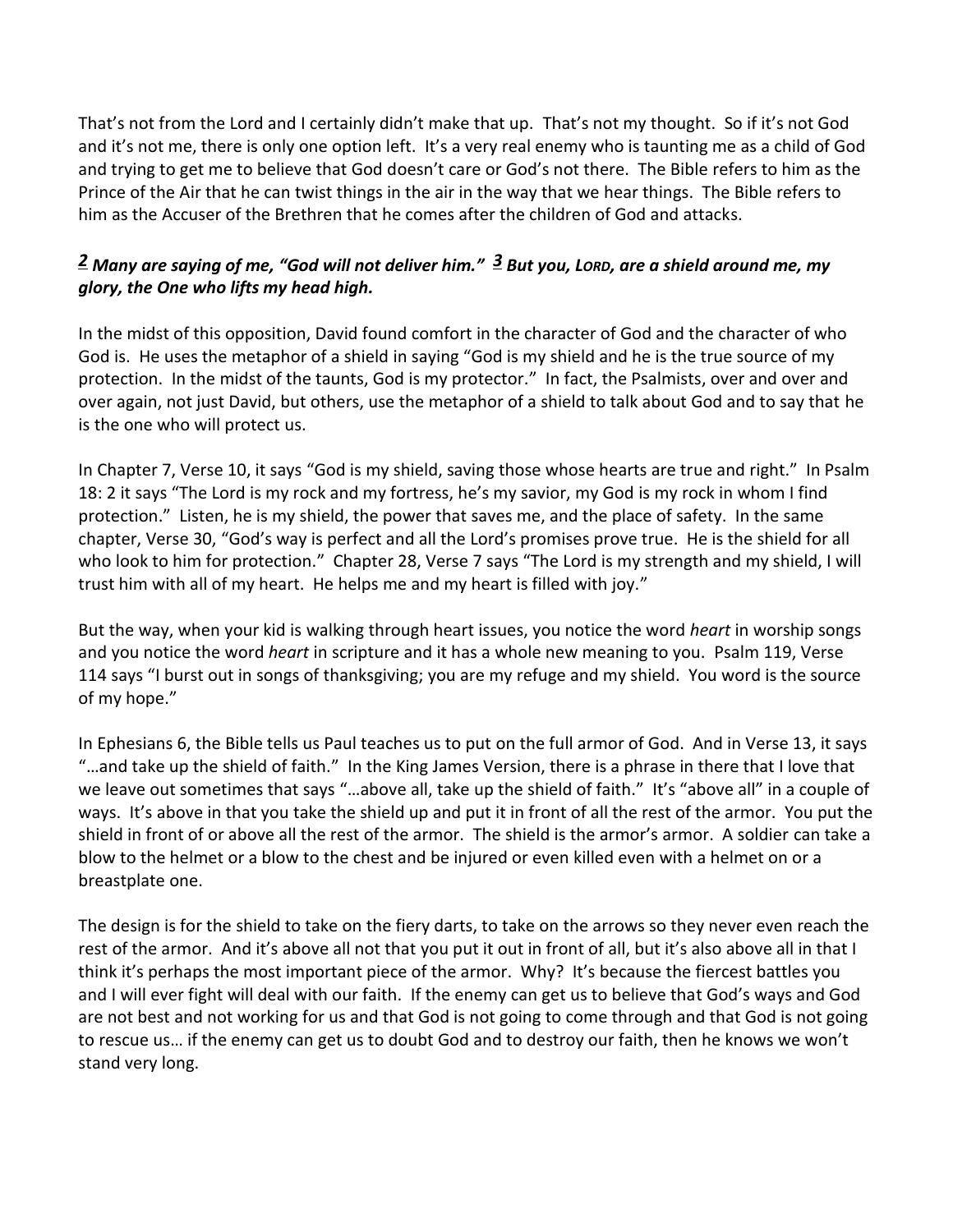That's not from the Lord and I certainly didn't make that up. That's not my thought. So if it's not God and it's not me, there is only one option left. It's a very real enemy who is taunting me as a child of God and trying to get me to believe that God doesn't care or God's not there. The Bible refers to him as the Prince of the Air that he can twist things in the air in the way that we hear things. The Bible refers to him as the Accuser of the Brethren that he comes after the children of God and attacks.

***2** Many are saying of me, "God will not deliver him." **3** But you, LORD, are a shield around me, my glory, the One who lifts my head high.*

In the midst of this opposition, David found comfort in the character of God and the character of who God is. He uses the metaphor of a shield in saying "God is my shield and he is the true source of my protection. In the midst of the taunts, God is my protector." In fact, the Psalmists, over and over and over again, not just David, but others, use the metaphor of a shield to talk about God and to say that he is the one who will protect us.

In Chapter 7, Verse 10, it says "God is my shield, saving those whose hearts are true and right." In Psalm 18: 2 it says "The Lord is my rock and my fortress, he's my savior, my God is my rock in whom I find protection." Listen, he is my shield, the power that saves me, and the place of safety. In the same chapter, Verse 30, "God's way is perfect and all the Lord's promises prove true. He is the shield for all who look to him for protection." Chapter 28, Verse 7 says "The Lord is my strength and my shield, I will trust him with all of my heart. He helps me and my heart is filled with joy."

But the way, when your kid is walking through heart issues, you notice the word *heart* in worship songs and you notice the word *heart* in scripture and it has a whole new meaning to you. Psalm 119, Verse 114 says "I burst out in songs of thanksgiving; you are my refuge and my shield. You word is the source of my hope."

In Ephesians 6, the Bible tells us Paul teaches us to put on the full armor of God. And in Verse 13, it says "…and take up the shield of faith." In the King James Version, there is a phrase in there that I love that we leave out sometimes that says "…above all, take up the shield of faith." It's "above all" in a couple of ways. It's above in that you take the shield up and put it in front of all the rest of the armor. You put the shield in front of or above all the rest of the armor. The shield is the armor's armor. A soldier can take a blow to the helmet or a blow to the chest and be injured or even killed even with a helmet on or a breastplate one.

The design is for the shield to take on the fiery darts, to take on the arrows so they never even reach the rest of the armor. And it's above all not that you put it out in front of all, but it's also above all in that I think it's perhaps the most important piece of the armor. Why? It's because the fiercest battles you and I will ever fight will deal with our faith. If the enemy can get us to believe that God's ways and God are not best and not working for us and that God is not going to come through and that God is not going to rescue us… if the enemy can get us to doubt God and to destroy our faith, then he knows we won't stand very long.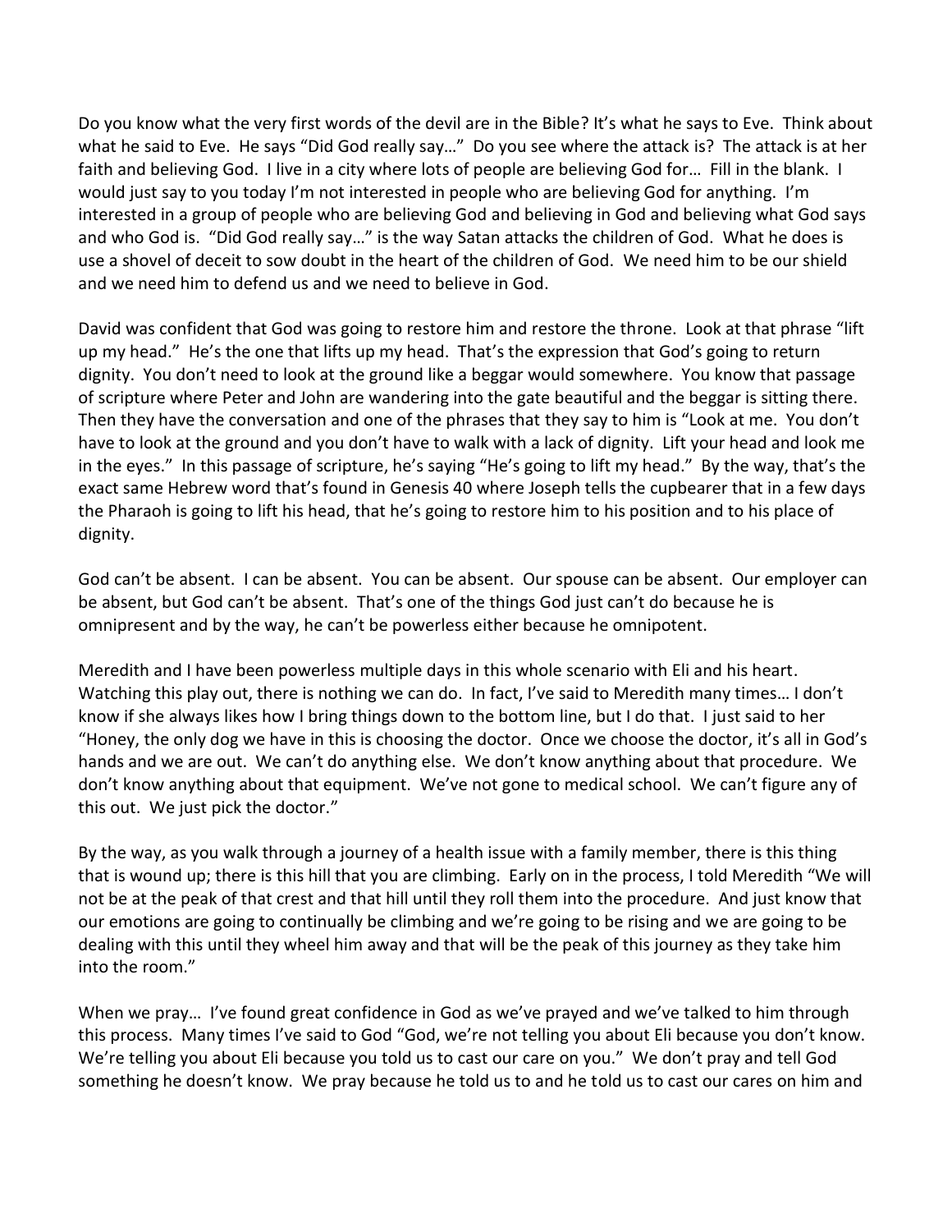Do you know what the very first words of the devil are in the Bible? It's what he says to Eve. Think about what he said to Eve. He says "Did God really say…" Do you see where the attack is? The attack is at her faith and believing God. I live in a city where lots of people are believing God for… Fill in the blank. I would just say to you today I'm not interested in people who are believing God for anything. I'm interested in a group of people who are believing God and believing in God and believing what God says and who God is. "Did God really say…" is the way Satan attacks the children of God. What he does is use a shovel of deceit to sow doubt in the heart of the children of God. We need him to be our shield and we need him to defend us and we need to believe in God.

David was confident that God was going to restore him and restore the throne. Look at that phrase "lift up my head." He's the one that lifts up my head. That's the expression that God's going to return dignity. You don't need to look at the ground like a beggar would somewhere. You know that passage of scripture where Peter and John are wandering into the gate beautiful and the beggar is sitting there. Then they have the conversation and one of the phrases that they say to him is "Look at me. You don't have to look at the ground and you don't have to walk with a lack of dignity. Lift your head and look me in the eyes." In this passage of scripture, he's saying "He's going to lift my head." By the way, that's the exact same Hebrew word that's found in Genesis 40 where Joseph tells the cupbearer that in a few days the Pharaoh is going to lift his head, that he's going to restore him to his position and to his place of dignity.

God can't be absent. I can be absent. You can be absent. Our spouse can be absent. Our employer can be absent, but God can't be absent. That's one of the things God just can't do because he is omnipresent and by the way, he can't be powerless either because he omnipotent.

Meredith and I have been powerless multiple days in this whole scenario with Eli and his heart. Watching this play out, there is nothing we can do. In fact, I've said to Meredith many times… I don't know if she always likes how I bring things down to the bottom line, but I do that. I just said to her "Honey, the only dog we have in this is choosing the doctor. Once we choose the doctor, it's all in God's hands and we are out. We can't do anything else. We don't know anything about that procedure. We don't know anything about that equipment. We've not gone to medical school. We can't figure any of this out. We just pick the doctor."

By the way, as you walk through a journey of a health issue with a family member, there is this thing that is wound up; there is this hill that you are climbing. Early on in the process, I told Meredith "We will not be at the peak of that crest and that hill until they roll them into the procedure. And just know that our emotions are going to continually be climbing and we're going to be rising and we are going to be dealing with this until they wheel him away and that will be the peak of this journey as they take him into the room."

When we pray… I've found great confidence in God as we've prayed and we've talked to him through this process. Many times I've said to God "God, we're not telling you about Eli because you don't know. We're telling you about Eli because you told us to cast our care on you." We don't pray and tell God something he doesn't know. We pray because he told us to and he told us to cast our cares on him and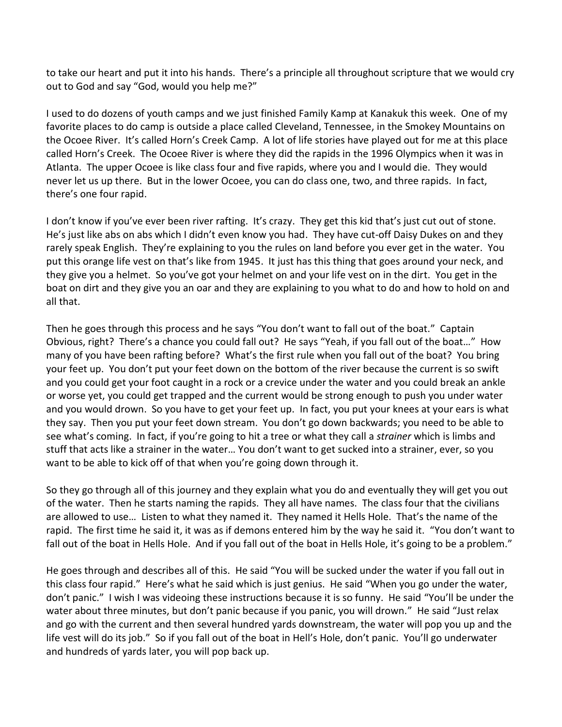to take our heart and put it into his hands. There's a principle all throughout scripture that we would cry out to God and say "God, would you help me?"

I used to do dozens of youth camps and we just finished Family Kamp at Kanakuk this week. One of my favorite places to do camp is outside a place called Cleveland, Tennessee, in the Smokey Mountains on the Ocoee River. It's called Horn's Creek Camp. A lot of life stories have played out for me at this place called Horn's Creek. The Ocoee River is where they did the rapids in the 1996 Olympics when it was in Atlanta. The upper Ocoee is like class four and five rapids, where you and I would die. They would never let us up there. But in the lower Ocoee, you can do class one, two, and three rapids. In fact, there's one four rapid.

I don't know if you've ever been river rafting. It's crazy. They get this kid that's just cut out of stone. He's just like abs on abs which I didn't even know you had. They have cut-off Daisy Dukes on and they rarely speak English. They're explaining to you the rules on land before you ever get in the water. You put this orange life vest on that's like from 1945. It just has this thing that goes around your neck, and they give you a helmet. So you've got your helmet on and your life vest on in the dirt. You get in the boat on dirt and they give you an oar and they are explaining to you what to do and how to hold on and all that.

Then he goes through this process and he says "You don't want to fall out of the boat." Captain Obvious, right? There's a chance you could fall out? He says "Yeah, if you fall out of the boat…" How many of you have been rafting before? What's the first rule when you fall out of the boat? You bring your feet up. You don't put your feet down on the bottom of the river because the current is so swift and you could get your foot caught in a rock or a crevice under the water and you could break an ankle or worse yet, you could get trapped and the current would be strong enough to push you under water and you would drown. So you have to get your feet up. In fact, you put your knees at your ears is what they say. Then you put your feet down stream. You don't go down backwards; you need to be able to see what's coming. In fact, if you're going to hit a tree or what they call a *strainer* which is limbs and stuff that acts like a strainer in the water… You don't want to get sucked into a strainer, ever, so you want to be able to kick off of that when you're going down through it.

So they go through all of this journey and they explain what you do and eventually they will get you out of the water. Then he starts naming the rapids. They all have names. The class four that the civilians are allowed to use… Listen to what they named it. They named it Hells Hole. That's the name of the rapid. The first time he said it, it was as if demons entered him by the way he said it. "You don't want to fall out of the boat in Hells Hole. And if you fall out of the boat in Hells Hole, it's going to be a problem."

He goes through and describes all of this. He said "You will be sucked under the water if you fall out in this class four rapid." Here's what he said which is just genius. He said "When you go under the water, don't panic." I wish I was videoing these instructions because it is so funny. He said "You'll be under the water about three minutes, but don't panic because if you panic, you will drown." He said "Just relax and go with the current and then several hundred yards downstream, the water will pop you up and the life vest will do its job." So if you fall out of the boat in Hell's Hole, don't panic. You'll go underwater and hundreds of yards later, you will pop back up.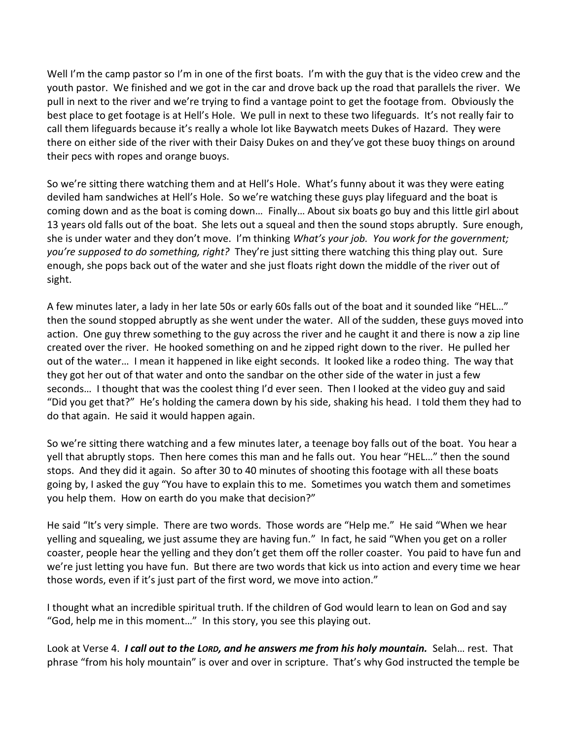Well I'm the camp pastor so I'm in one of the first boats. I'm with the guy that is the video crew and the youth pastor. We finished and we got in the car and drove back up the road that parallels the river. We pull in next to the river and we're trying to find a vantage point to get the footage from. Obviously the best place to get footage is at Hell's Hole. We pull in next to these two lifeguards. It's not really fair to call them lifeguards because it's really a whole lot like Baywatch meets Dukes of Hazard. They were there on either side of the river with their Daisy Dukes on and they've got these buoy things on around their pecs with ropes and orange buoys.

So we're sitting there watching them and at Hell's Hole. What's funny about it was they were eating deviled ham sandwiches at Hell's Hole. So we're watching these guys play lifeguard and the boat is coming down and as the boat is coming down… Finally… About six boats go buy and this little girl about 13 years old falls out of the boat. She lets out a squeal and then the sound stops abruptly. Sure enough, she is under water and they don't move. I'm thinking *What's your job. You work for the government; you're supposed to do something, right?* They're just sitting there watching this thing play out. Sure enough, she pops back out of the water and she just floats right down the middle of the river out of sight.

A few minutes later, a lady in her late 50s or early 60s falls out of the boat and it sounded like "HEL…" then the sound stopped abruptly as she went under the water. All of the sudden, these guys moved into action. One guy threw something to the guy across the river and he caught it and there is now a zip line created over the river. He hooked something on and he zipped right down to the river. He pulled her out of the water… I mean it happened in like eight seconds. It looked like a rodeo thing. The way that they got her out of that water and onto the sandbar on the other side of the water in just a few seconds… I thought that was the coolest thing I'd ever seen. Then I looked at the video guy and said "Did you get that?" He's holding the camera down by his side, shaking his head. I told them they had to do that again. He said it would happen again.

So we're sitting there watching and a few minutes later, a teenage boy falls out of the boat. You hear a yell that abruptly stops. Then here comes this man and he falls out. You hear "HEL…" then the sound stops. And they did it again. So after 30 to 40 minutes of shooting this footage with all these boats going by, I asked the guy "You have to explain this to me. Sometimes you watch them and sometimes you help them. How on earth do you make that decision?"

He said "It's very simple. There are two words. Those words are "Help me." He said "When we hear yelling and squealing, we just assume they are having fun." In fact, he said "When you get on a roller coaster, people hear the yelling and they don't get them off the roller coaster. You paid to have fun and we're just letting you have fun. But there are two words that kick us into action and every time we hear those words, even if it's just part of the first word, we move into action."

I thought what an incredible spiritual truth. If the children of God would learn to lean on God and say "God, help me in this moment…" In this story, you see this playing out.

Look at Verse 4. ***I call out to the LORD, and he answers me from his holy mountain.*** Selah… rest. That phrase "from his holy mountain" is over and over in scripture. That's why God instructed the temple be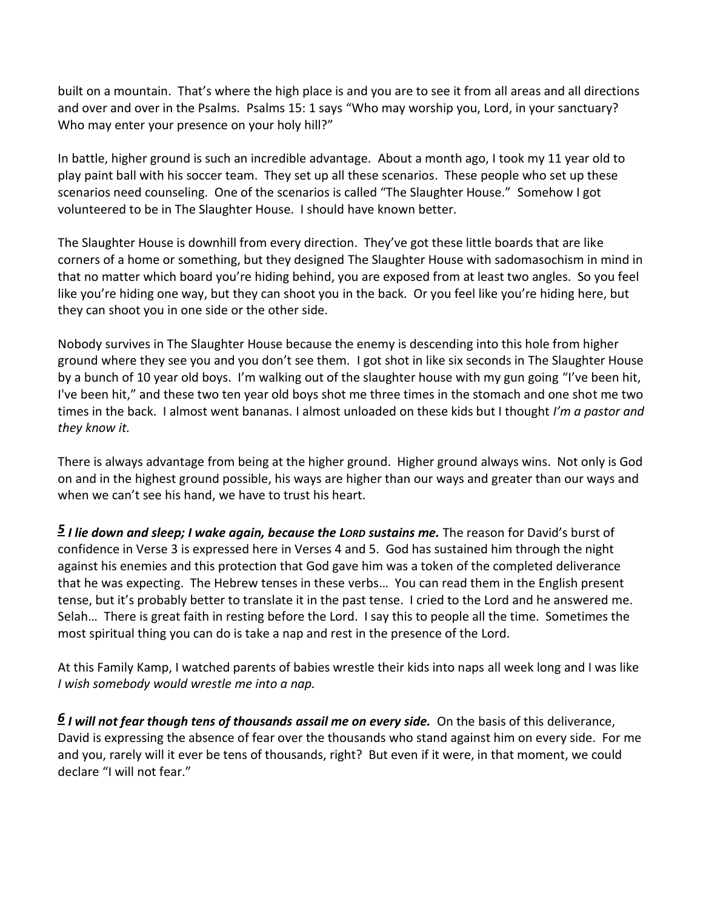built on a mountain. That's where the high place is and you are to see it from all areas and all directions and over and over in the Psalms. Psalms 15: 1 says "Who may worship you, Lord, in your sanctuary? Who may enter your presence on your holy hill?"

In battle, higher ground is such an incredible advantage. About a month ago, I took my 11 year old to play paint ball with his soccer team. They set up all these scenarios. These people who set up these scenarios need counseling. One of the scenarios is called "The Slaughter House." Somehow I got volunteered to be in The Slaughter House. I should have known better.

The Slaughter House is downhill from every direction. They've got these little boards that are like corners of a home or something, but they designed The Slaughter House with sadomasochism in mind in that no matter which board you're hiding behind, you are exposed from at least two angles. So you feel like you're hiding one way, but they can shoot you in the back. Or you feel like you're hiding here, but they can shoot you in one side or the other side.

Nobody survives in The Slaughter House because the enemy is descending into this hole from higher ground where they see you and you don't see them. I got shot in like six seconds in The Slaughter House by a bunch of 10 year old boys. I'm walking out of the slaughter house with my gun going "I've been hit, I've been hit," and these two ten year old boys shot me three times in the stomach and one shot me two times in the back. I almost went bananas. I almost unloaded on these kids but I thought *I'm a pastor and they know it.*

There is always advantage from being at the higher ground. Higher ground always wins. Not only is God on and in the highest ground possible, his ways are higher than our ways and greater than our ways and when we can't see his hand, we have to trust his heart.

***5 I lie down and sleep; I wake again, because the LORD sustains me.*** The reason for David's burst of confidence in Verse 3 is expressed here in Verses 4 and 5. God has sustained him through the night against his enemies and this protection that God gave him was a token of the completed deliverance that he was expecting. The Hebrew tenses in these verbs… You can read them in the English present tense, but it's probably better to translate it in the past tense. I cried to the Lord and he answered me. Selah… There is great faith in resting before the Lord. I say this to people all the time. Sometimes the most spiritual thing you can do is take a nap and rest in the presence of the Lord.

At this Family Kamp, I watched parents of babies wrestle their kids into naps all week long and I was like *I wish somebody would wrestle me into a nap.*

***6 I will not fear though tens of thousands assail me on every side.*** On the basis of this deliverance, David is expressing the absence of fear over the thousands who stand against him on every side. For me and you, rarely will it ever be tens of thousands, right? But even if it were, in that moment, we could declare "I will not fear."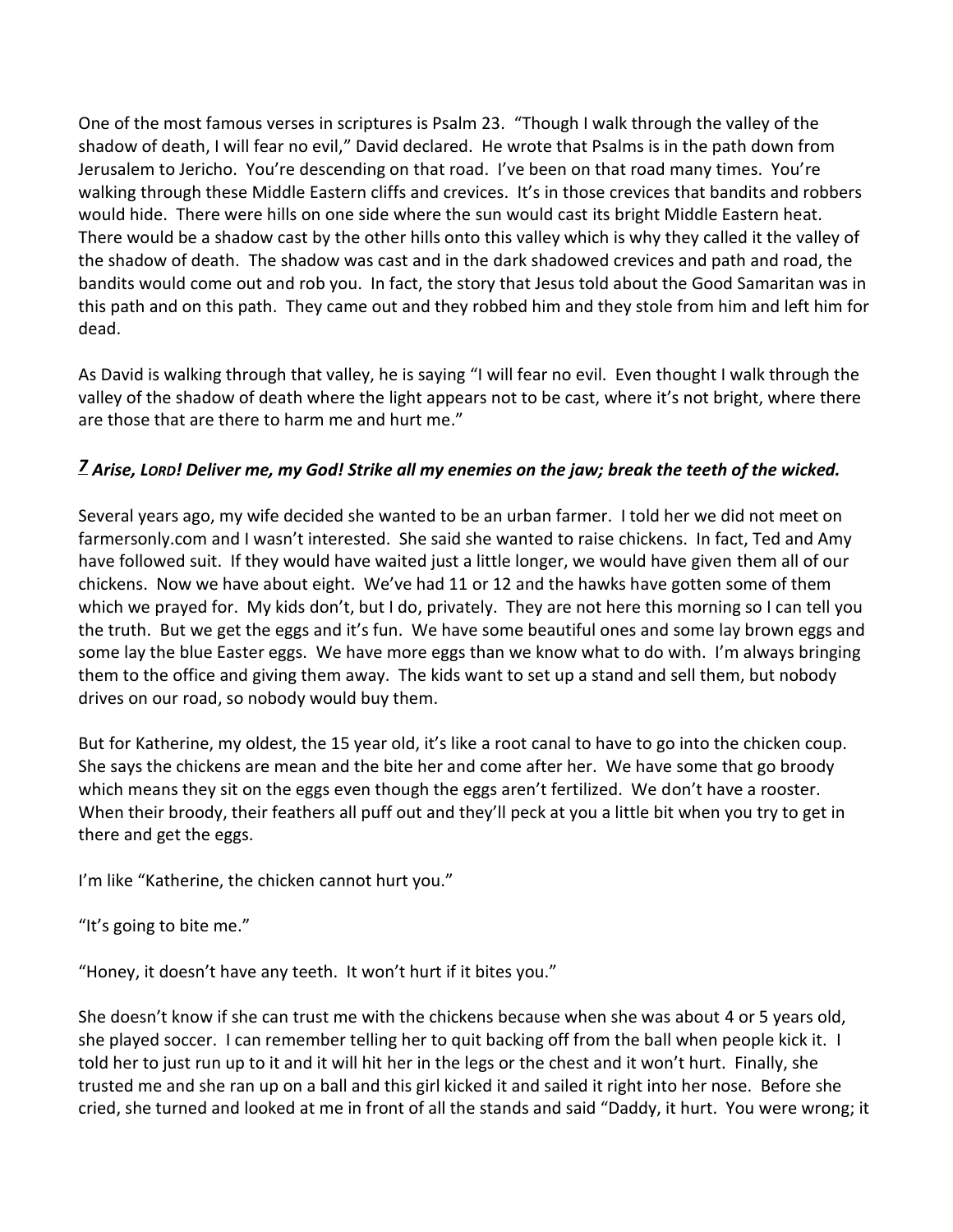One of the most famous verses in scriptures is Psalm 23. “Though I walk through the valley of the shadow of death, I will fear no evil,” David declared. He wrote that Psalms is in the path down from Jerusalem to Jericho. You’re descending on that road. I’ve been on that road many times. You’re walking through these Middle Eastern cliffs and crevices. It’s in those crevices that bandits and robbers would hide. There were hills on one side where the sun would cast its bright Middle Eastern heat. There would be a shadow cast by the other hills onto this valley which is why they called it the valley of the shadow of death. The shadow was cast and in the dark shadowed crevices and path and road, the bandits would come out and rob you. In fact, the story that Jesus told about the Good Samaritan was in this path and on this path. They came out and they robbed him and they stole from him and left him for dead.

As David is walking through that valley, he is saying “I will fear no evil. Even thought I walk through the valley of the shadow of death where the light appears not to be cast, where it’s not bright, where there are those that are there to harm me and hurt me.”

***7 Arise, LORD! Deliver me, my God! Strike all my enemies on the jaw; break the teeth of the wicked.***

Several years ago, my wife decided she wanted to be an urban farmer. I told her we did not meet on farmersonly.com and I wasn’t interested. She said she wanted to raise chickens. In fact, Ted and Amy have followed suit. If they would have waited just a little longer, we would have given them all of our chickens. Now we have about eight. We’ve had 11 or 12 and the hawks have gotten some of them which we prayed for. My kids don’t, but I do, privately. They are not here this morning so I can tell you the truth. But we get the eggs and it’s fun. We have some beautiful ones and some lay brown eggs and some lay the blue Easter eggs. We have more eggs than we know what to do with. I’m always bringing them to the office and giving them away. The kids want to set up a stand and sell them, but nobody drives on our road, so nobody would buy them.

But for Katherine, my oldest, the 15 year old, it’s like a root canal to have to go into the chicken coup. She says the chickens are mean and the bite her and come after her. We have some that go broody which means they sit on the eggs even though the eggs aren’t fertilized. We don’t have a rooster. When their broody, their feathers all puff out and they’ll peck at you a little bit when you try to get in there and get the eggs.

I’m like “Katherine, the chicken cannot hurt you.”

“It’s going to bite me.”

“Honey, it doesn’t have any teeth. It won’t hurt if it bites you.”

She doesn’t know if she can trust me with the chickens because when she was about 4 or 5 years old, she played soccer. I can remember telling her to quit backing off from the ball when people kick it. I told her to just run up to it and it will hit her in the legs or the chest and it won’t hurt. Finally, she trusted me and she ran up on a ball and this girl kicked it and sailed it right into her nose. Before she cried, she turned and looked at me in front of all the stands and said “Daddy, it hurt. You were wrong; it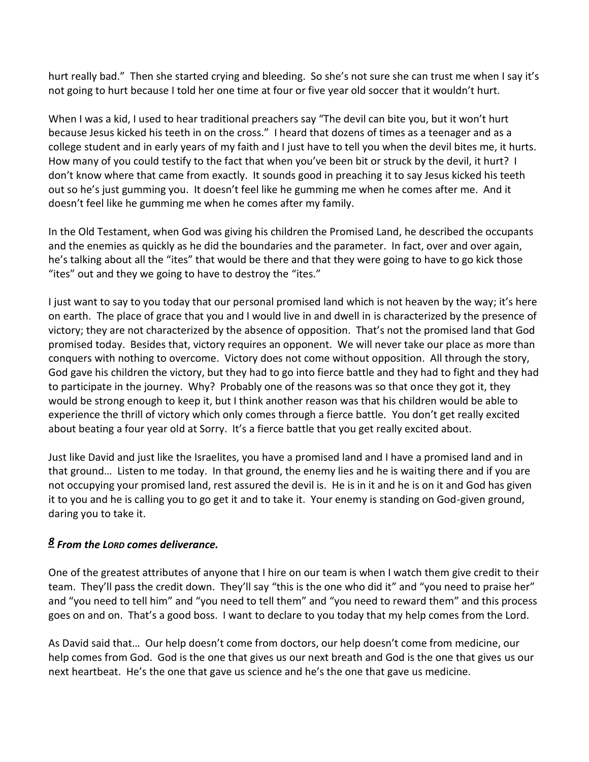hurt really bad." Then she started crying and bleeding. So she's not sure she can trust me when I say it's not going to hurt because I told her one time at four or five year old soccer that it wouldn't hurt.

When I was a kid, I used to hear traditional preachers say "The devil can bite you, but it won't hurt because Jesus kicked his teeth in on the cross." I heard that dozens of times as a teenager and as a college student and in early years of my faith and I just have to tell you when the devil bites me, it hurts. How many of you could testify to the fact that when you've been bit or struck by the devil, it hurt? I don't know where that came from exactly. It sounds good in preaching it to say Jesus kicked his teeth out so he's just gumming you. It doesn't feel like he gumming me when he comes after me. And it doesn't feel like he gumming me when he comes after my family.

In the Old Testament, when God was giving his children the Promised Land, he described the occupants and the enemies as quickly as he did the boundaries and the parameter. In fact, over and over again, he's talking about all the "ites" that would be there and that they were going to have to go kick those "ites" out and they we going to have to destroy the "ites."

I just want to say to you today that our personal promised land which is not heaven by the way; it's here on earth. The place of grace that you and I would live in and dwell in is characterized by the presence of victory; they are not characterized by the absence of opposition. That's not the promised land that God promised today. Besides that, victory requires an opponent. We will never take our place as more than conquers with nothing to overcome. Victory does not come without opposition. All through the story, God gave his children the victory, but they had to go into fierce battle and they had to fight and they had to participate in the journey. Why? Probably one of the reasons was so that once they got it, they would be strong enough to keep it, but I think another reason was that his children would be able to experience the thrill of victory which only comes through a fierce battle. You don't get really excited about beating a four year old at Sorry. It's a fierce battle that you get really excited about.

Just like David and just like the Israelites, you have a promised land and I have a promised land and in that ground… Listen to me today. In that ground, the enemy lies and he is waiting there and if you are not occupying your promised land, rest assured the devil is. He is in it and he is on it and God has given it to you and he is calling you to go get it and to take it. Your enemy is standing on God-given ground, daring you to take it.

### ***8 From the LORD comes deliverance.***

One of the greatest attributes of anyone that I hire on our team is when I watch them give credit to their team. They'll pass the credit down. They'll say "this is the one who did it" and "you need to praise her" and "you need to tell him" and "you need to tell them" and "you need to reward them" and this process goes on and on. That's a good boss. I want to declare to you today that my help comes from the Lord.

As David said that… Our help doesn't come from doctors, our help doesn't come from medicine, our help comes from God. God is the one that gives us our next breath and God is the one that gives us our next heartbeat. He's the one that gave us science and he's the one that gave us medicine.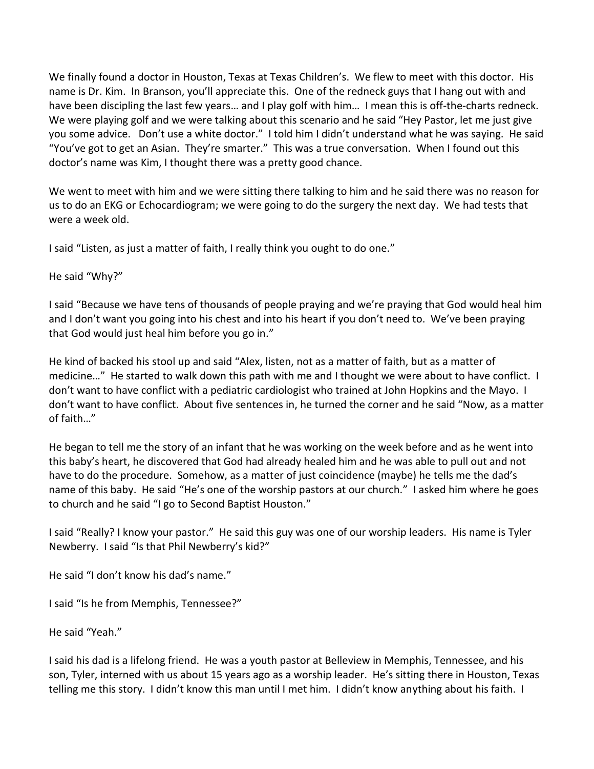We finally found a doctor in Houston, Texas at Texas Children's. We flew to meet with this doctor. His name is Dr. Kim. In Branson, you'll appreciate this. One of the redneck guys that I hang out with and have been discipling the last few years… and I play golf with him… I mean this is off-the-charts redneck. We were playing golf and we were talking about this scenario and he said "Hey Pastor, let me just give you some advice. Don't use a white doctor." I told him I didn't understand what he was saying. He said "You've got to get an Asian. They're smarter." This was a true conversation. When I found out this doctor's name was Kim, I thought there was a pretty good chance.

We went to meet with him and we were sitting there talking to him and he said there was no reason for us to do an EKG or Echocardiogram; we were going to do the surgery the next day. We had tests that were a week old.

I said "Listen, as just a matter of faith, I really think you ought to do one."

He said "Why?"

I said "Because we have tens of thousands of people praying and we're praying that God would heal him and I don't want you going into his chest and into his heart if you don't need to. We've been praying that God would just heal him before you go in."

He kind of backed his stool up and said "Alex, listen, not as a matter of faith, but as a matter of medicine…" He started to walk down this path with me and I thought we were about to have conflict. I don't want to have conflict with a pediatric cardiologist who trained at John Hopkins and the Mayo. I don't want to have conflict. About five sentences in, he turned the corner and he said "Now, as a matter of faith…"

He began to tell me the story of an infant that he was working on the week before and as he went into this baby's heart, he discovered that God had already healed him and he was able to pull out and not have to do the procedure. Somehow, as a matter of just coincidence (maybe) he tells me the dad's name of this baby. He said "He's one of the worship pastors at our church." I asked him where he goes to church and he said "I go to Second Baptist Houston."

I said "Really? I know your pastor." He said this guy was one of our worship leaders. His name is Tyler Newberry. I said "Is that Phil Newberry's kid?"

He said "I don't know his dad's name."

I said "Is he from Memphis, Tennessee?"

He said "Yeah."

I said his dad is a lifelong friend. He was a youth pastor at Belleview in Memphis, Tennessee, and his son, Tyler, interned with us about 15 years ago as a worship leader. He's sitting there in Houston, Texas telling me this story. I didn't know this man until I met him. I didn't know anything about his faith. I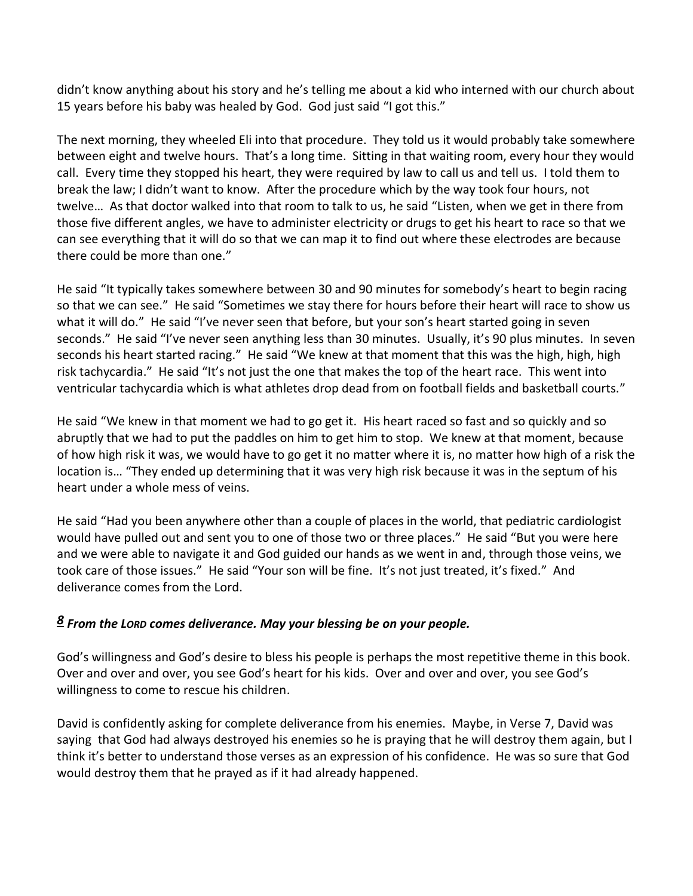didn't know anything about his story and he's telling me about a kid who interned with our church about 15 years before his baby was healed by God. God just said "I got this."

The next morning, they wheeled Eli into that procedure. They told us it would probably take somewhere between eight and twelve hours. That's a long time. Sitting in that waiting room, every hour they would call. Every time they stopped his heart, they were required by law to call us and tell us. I told them to break the law; I didn't want to know. After the procedure which by the way took four hours, not twelve… As that doctor walked into that room to talk to us, he said "Listen, when we get in there from those five different angles, we have to administer electricity or drugs to get his heart to race so that we can see everything that it will do so that we can map it to find out where these electrodes are because there could be more than one."

He said "It typically takes somewhere between 30 and 90 minutes for somebody's heart to begin racing so that we can see." He said "Sometimes we stay there for hours before their heart will race to show us what it will do." He said "I've never seen that before, but your son's heart started going in seven seconds." He said "I've never seen anything less than 30 minutes. Usually, it's 90 plus minutes. In seven seconds his heart started racing." He said "We knew at that moment that this was the high, high, high risk tachycardia." He said "It's not just the one that makes the top of the heart race. This went into ventricular tachycardia which is what athletes drop dead from on football fields and basketball courts."

He said "We knew in that moment we had to go get it. His heart raced so fast and so quickly and so abruptly that we had to put the paddles on him to get him to stop. We knew at that moment, because of how high risk it was, we would have to go get it no matter where it is, no matter how high of a risk the location is… "They ended up determining that it was very high risk because it was in the septum of his heart under a whole mess of veins.

He said "Had you been anywhere other than a couple of places in the world, that pediatric cardiologist would have pulled out and sent you to one of those two or three places." He said "But you were here and we were able to navigate it and God guided our hands as we went in and, through those veins, we took care of those issues." He said "Your son will be fine. It's not just treated, it's fixed." And deliverance comes from the Lord.

***8 From the LORD comes deliverance. May your blessing be on your people.***

God's willingness and God's desire to bless his people is perhaps the most repetitive theme in this book. Over and over and over, you see God's heart for his kids. Over and over and over, you see God's willingness to come to rescue his children.

David is confidently asking for complete deliverance from his enemies. Maybe, in Verse 7, David was saying that God had always destroyed his enemies so he is praying that he will destroy them again, but I think it's better to understand those verses as an expression of his confidence. He was so sure that God would destroy them that he prayed as if it had already happened.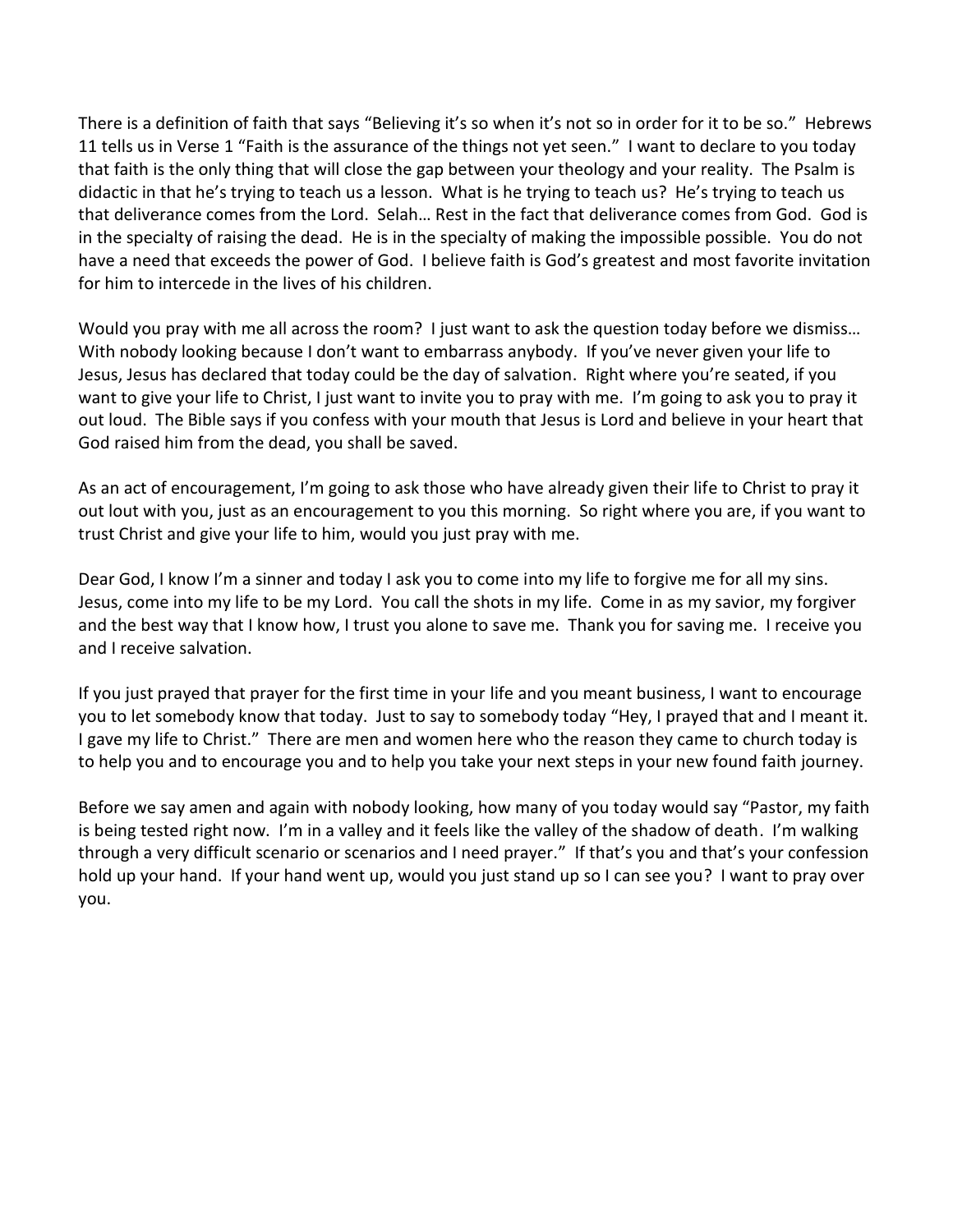There is a definition of faith that says "Believing it's so when it's not so in order for it to be so." Hebrews 11 tells us in Verse 1 "Faith is the assurance of the things not yet seen." I want to declare to you today that faith is the only thing that will close the gap between your theology and your reality. The Psalm is didactic in that he's trying to teach us a lesson. What is he trying to teach us? He's trying to teach us that deliverance comes from the Lord. Selah… Rest in the fact that deliverance comes from God. God is in the specialty of raising the dead. He is in the specialty of making the impossible possible. You do not have a need that exceeds the power of God. I believe faith is God's greatest and most favorite invitation for him to intercede in the lives of his children.

Would you pray with me all across the room? I just want to ask the question today before we dismiss… With nobody looking because I don't want to embarrass anybody. If you've never given your life to Jesus, Jesus has declared that today could be the day of salvation. Right where you're seated, if you want to give your life to Christ, I just want to invite you to pray with me. I'm going to ask you to pray it out loud. The Bible says if you confess with your mouth that Jesus is Lord and believe in your heart that God raised him from the dead, you shall be saved.

As an act of encouragement, I'm going to ask those who have already given their life to Christ to pray it out lout with you, just as an encouragement to you this morning. So right where you are, if you want to trust Christ and give your life to him, would you just pray with me.

Dear God, I know I'm a sinner and today I ask you to come into my life to forgive me for all my sins. Jesus, come into my life to be my Lord. You call the shots in my life. Come in as my savior, my forgiver and the best way that I know how, I trust you alone to save me. Thank you for saving me. I receive you and I receive salvation.

If you just prayed that prayer for the first time in your life and you meant business, I want to encourage you to let somebody know that today. Just to say to somebody today "Hey, I prayed that and I meant it. I gave my life to Christ." There are men and women here who the reason they came to church today is to help you and to encourage you and to help you take your next steps in your new found faith journey.

Before we say amen and again with nobody looking, how many of you today would say "Pastor, my faith is being tested right now. I'm in a valley and it feels like the valley of the shadow of death. I'm walking through a very difficult scenario or scenarios and I need prayer." If that's you and that's your confession hold up your hand. If your hand went up, would you just stand up so I can see you? I want to pray over you.